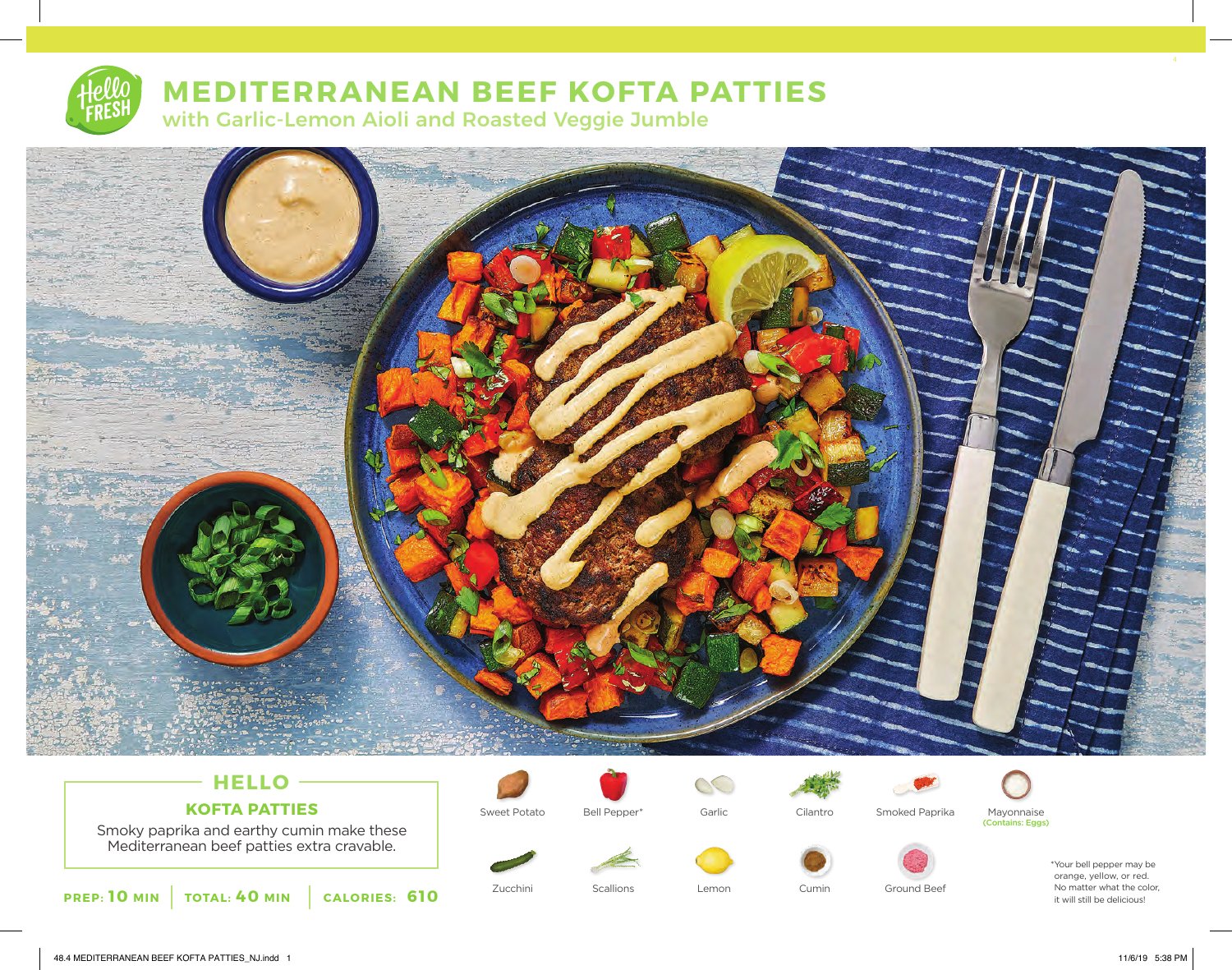# MEDITERRANEAN BEEF KOFTA PATTIES

## with Garlic-Lemon Aioli and Roasted Veggie Jumble

### HELLO

**KOFTA PATTIES**

Smoky paprika and earthy cumin make these Mediterranean beef patties extra cravable.

**PREP: 10 MIN** | **TOTAL: 40 MIN** | **CALORIES: 610**

- Sweet Potato
- Bell Pepper*
- Garlic
- Cilantro
- Smoked Paprika
- Mayonnaise (Contains: Eggs)
- Zucchini
- Scallions
- Lemon
- Cumin
- Ground Beef

*Your bell pepper may be orange, yellow, or red. No matter what the color, it will still be delicious!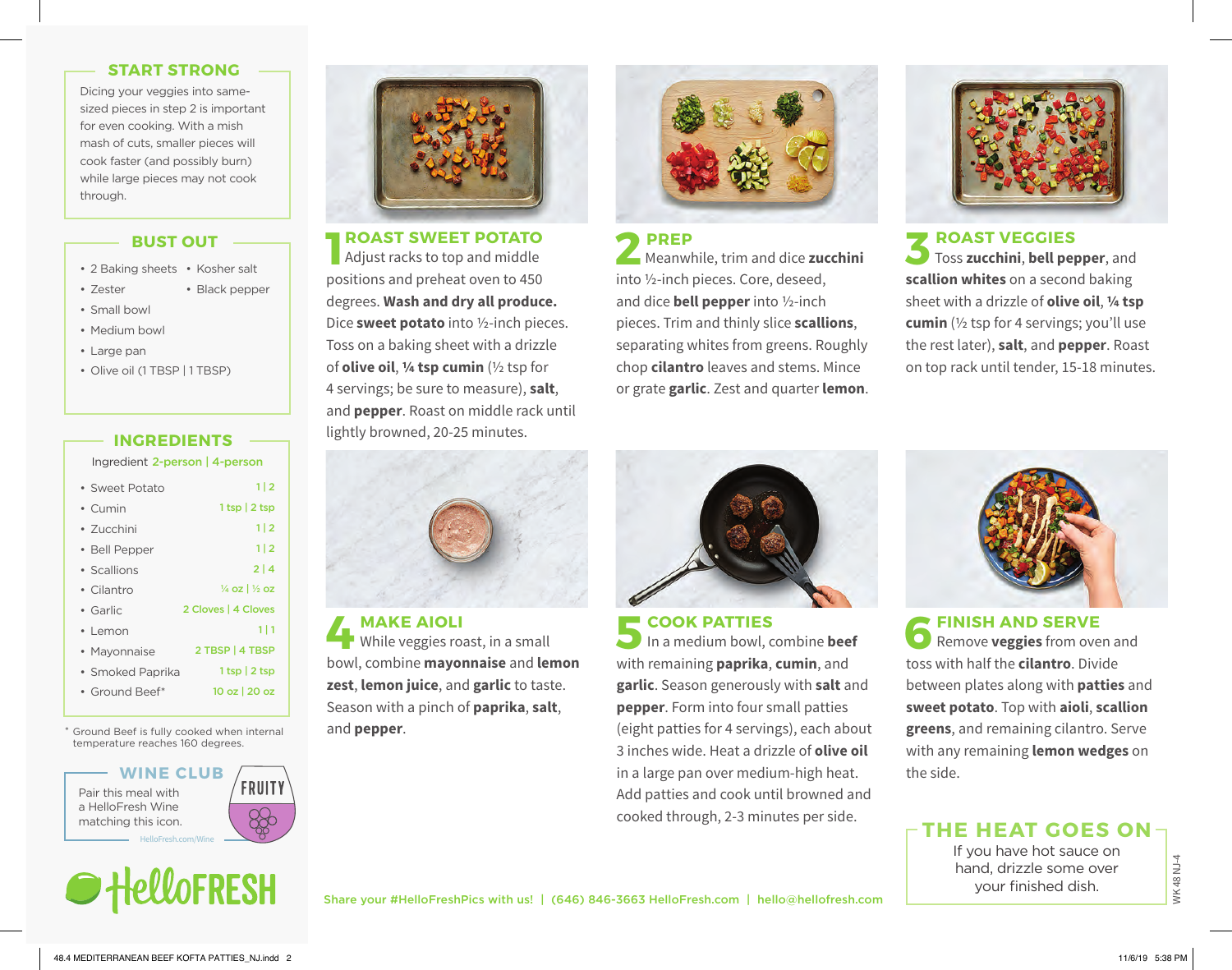## START STRONG

Dicing your veggies into same-sized pieces in step 2 is important for even cooking. With a mish mash of cuts, smaller pieces will cook faster (and possibly burn) while large pieces may not cook through.

## BUST OUT

- 2 Baking sheets
- Zester
- Small bowl
- Medium bowl
- Large pan
- Olive oil (1 TBSP | 1 TBSP)
- Kosher salt
- Black pepper

## INGREDIENTS

| Ingredient | 2-person \| 4-person |
| --- | --- |
| Sweet Potato | 1 \| 2 |
| Cumin | 1 tsp \| 2 tsp |
| Zucchini | 1 \| 2 |
| Bell Pepper | 1 \| 2 |
| Scallions | 2 \| 4 |
| Cilantro | ¼ oz \| ½ oz |
| Garlic | 2 Cloves \| 4 Cloves |
| Lemon | 1 \| 1 |
| Mayonnaise | 2 TBSP \| 4 TBSP |
| Smoked Paprika | 1 tsp \| 2 tsp |
| Ground Beef* | 10 oz \| 20 oz |

\* Ground Beef is fully cooked when internal temperature reaches 160 degrees.

## WINE CLUB

Pair this meal with a HelloFresh Wine matching this icon.

FRUITY

HelloFresh.com/Wine

HelloFRESH

## 1 ROAST SWEET POTATO

Adjust racks to top and middle positions and preheat oven to 450 degrees. **Wash and dry all produce.** Dice **sweet potato** into ½-inch pieces. Toss on a baking sheet with a drizzle of **olive oil**, **¼ tsp cumin** (½ tsp for 4 servings; be sure to measure), **salt**, and **pepper**. Roast on middle rack until lightly browned, 20-25 minutes.

## 2 PREP

Meanwhile, trim and dice **zucchini** into ½-inch pieces. Core, deseed, and dice **bell pepper** into ½-inch pieces. Trim and thinly slice **scallions**, separating whites from greens. Roughly chop **cilantro** leaves and stems. Mince or grate **garlic**. Zest and quarter **lemon**.

## 3 ROAST VEGGIES

Toss **zucchini**, **bell pepper**, and **scallion whites** on a second baking sheet with a drizzle of **olive oil**, **¼ tsp cumin** (½ tsp for 4 servings; you'll use the rest later), **salt**, and **pepper**. Roast on top rack until tender, 15-18 minutes.

## 4 MAKE AIOLI

While veggies roast, in a small bowl, combine **mayonnaise** and **lemon zest**, **lemon juice**, and **garlic** to taste. Season with a pinch of **paprika**, **salt**, and **pepper**.

## 5 COOK PATTIES

In a medium bowl, combine **beef** with remaining **paprika**, **cumin**, and **garlic**. Season generously with **salt** and **pepper**. Form into four small patties (eight patties for 4 servings), each about 3 inches wide. Heat a drizzle of **olive oil** in a large pan over medium-high heat. Add patties and cook until browned and cooked through, 2-3 minutes per side.

## 6 FINISH AND SERVE

Remove **veggies** from oven and toss with half the **cilantro**. Divide between plates along with **patties** and **sweet potato**. Top with **aioli**, **scallion greens**, and remaining cilantro. Serve with any remaining **lemon wedges** on the side.

## THE HEAT GOES ON

If you have hot sauce on hand, drizzle some over your finished dish.

Share your #HelloFreshPics with us! | (646) 846-3663 HelloFresh.com | hello@hellofresh.com

WK 48 NJ-4